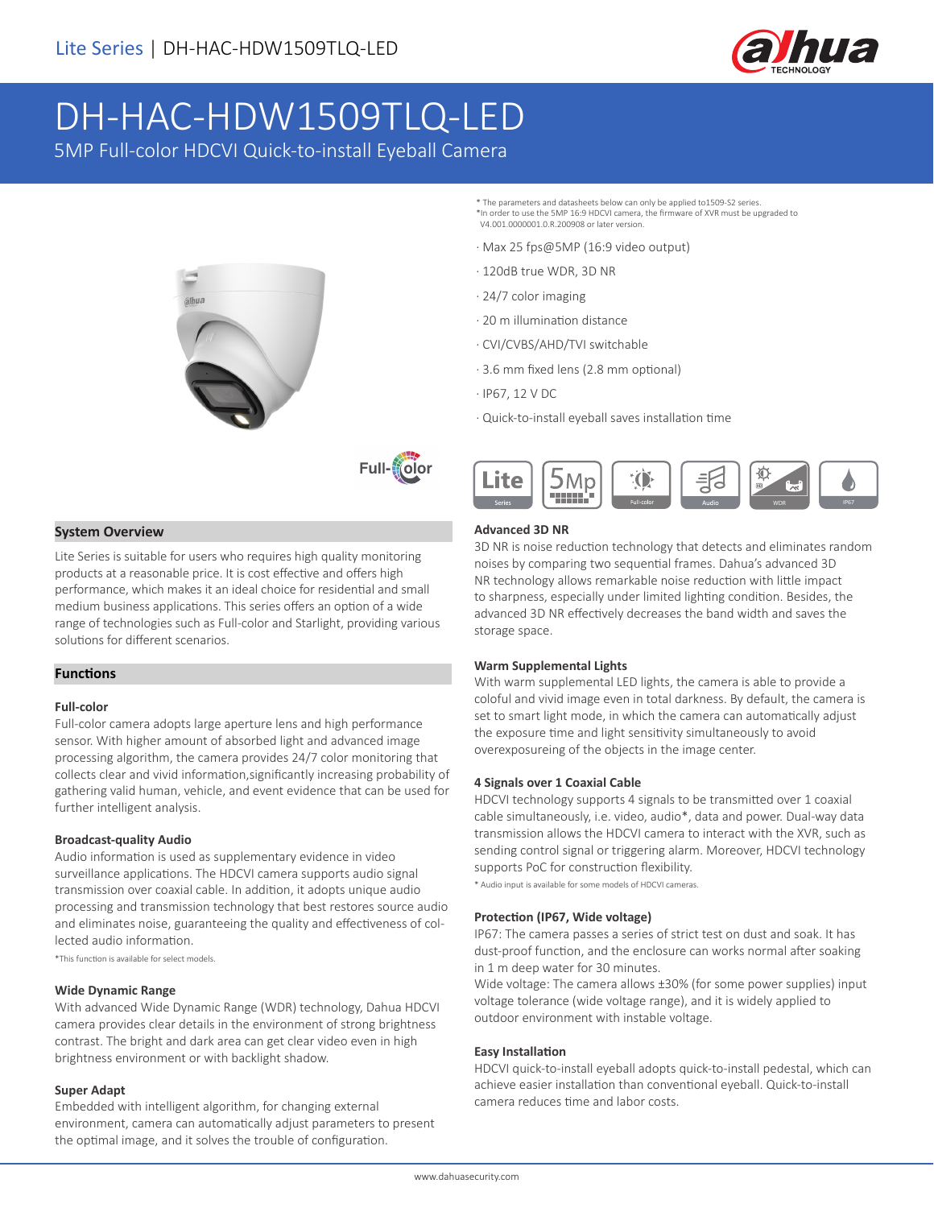# DH-HAC-HDW1509TLQ-LED

5MP Full-color HDCVI Quick-to-install Eyeball Camera

\* The parameters and datasheets below can only be applied to1509-S2 series.
\*In order to use the 5MP 16:9 HDCVI camera, the firmware of XVR must be upgraded to V4.001.0000001.0.R.200908 or later version.

- Max 25 fps@5MP (16:9 video output)
- 120dB true WDR, 3D NR
- 24/7 color imaging
- 20 m illumination distance
- CVI/CVBS/AHD/TVI switchable
- 3.6 mm fixed lens (2.8 mm optional)
- IP67, 12 V DC
- Quick-to-install eyeball saves installation time

## System Overview

Lite Series is suitable for users who requires high quality monitoring products at a reasonable price. It is cost effective and offers high performance, which makes it an ideal choice for residential and small medium business applications. This series offers an option of a wide range of technologies such as Full-color and Starlight, providing various solutions for different scenarios.

## Functions

### Full-color

Full-color camera adopts large aperture lens and high performance sensor. With higher amount of absorbed light and advanced image processing algorithm, the camera provides 24/7 color monitoring that collects clear and vivid information,significantly increasing probability of gathering valid human, vehicle, and event evidence that can be used for further intelligent analysis.

### Broadcast-quality Audio

Audio information is used as supplementary evidence in video surveillance applications. The HDCVI camera supports audio signal transmission over coaxial cable. In addition, it adopts unique audio processing and transmission technology that best restores source audio and eliminates noise, guaranteeing the quality and effectiveness of collected audio information.

\*This function is available for select models.

### Wide Dynamic Range

With advanced Wide Dynamic Range (WDR) technology, Dahua HDCVI camera provides clear details in the environment of strong brightness contrast. The bright and dark area can get clear video even in high brightness environment or with backlight shadow.

### Super Adapt

Embedded with intelligent algorithm, for changing external environment, camera can automatically adjust parameters to present the optimal image, and it solves the trouble of configuration.

### Advanced 3D NR

3D NR is noise reduction technology that detects and eliminates random noises by comparing two sequential frames. Dahua's advanced 3D NR technology allows remarkable noise reduction with little impact to sharpness, especially under limited lighting condition. Besides, the advanced 3D NR effectively decreases the band width and saves the storage space.

### Warm Supplemental Lights

With warm supplemental LED lights, the camera is able to provide a coloful and vivid image even in total darkness. By default, the camera is set to smart light mode, in which the camera can automatically adjust the exposure time and light sensitivity simultaneously to avoid overexposureing of the objects in the image center.

### 4 Signals over 1 Coaxial Cable

HDCVI technology supports 4 signals to be transmitted over 1 coaxial cable simultaneously, i.e. video, audio\*, data and power. Dual-way data transmission allows the HDCVI camera to interact with the XVR, such as sending control signal or triggering alarm. Moreover, HDCVI technology supports PoC for construction flexibility.

\* Audio input is available for some models of HDCVI cameras.

### Protection (IP67, Wide voltage)

IP67: The camera passes a series of strict test on dust and soak. It has dust-proof function, and the enclosure can works normal after soaking in 1 m deep water for 30 minutes.

Wide voltage: The camera allows ±30% (for some power supplies) input voltage tolerance (wide voltage range), and it is widely applied to outdoor environment with instable voltage.

### Easy Installation

HDCVI quick-to-install eyeball adopts quick-to-install pedestal, which can achieve easier installation than conventional eyeball. Quick-to-install camera reduces time and labor costs.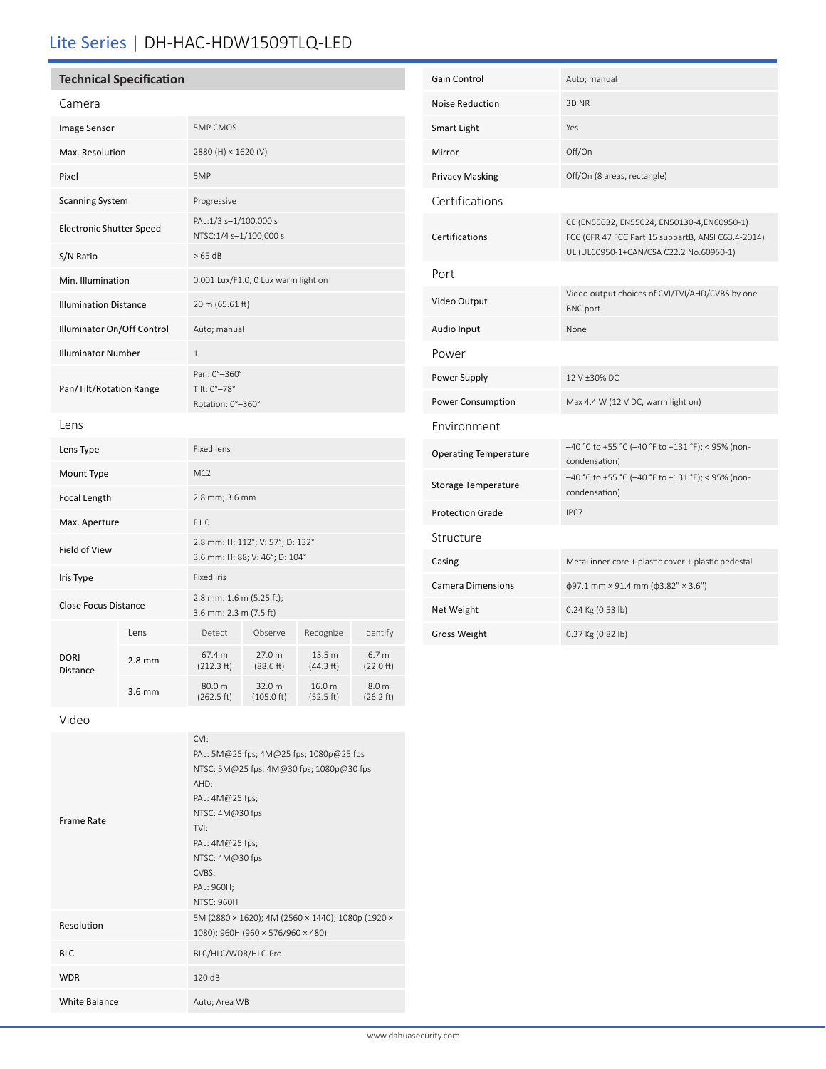# Lite Series | DH-HAC-HDW1509TLQ-LED

## Technical Specification

### Camera

| | |
|---|---|
| Image Sensor | 5MP CMOS |
| Max. Resolution | 2880 (H) × 1620 (V) |
| Pixel | 5MP |
| Scanning System | Progressive |
| Electronic Shutter Speed | PAL:1/3 s–1/100,000 s<br>NTSC:1/4 s–1/100,000 s |
| S/N Ratio | > 65 dB |
| Min. Illumination | 0.001 Lux/F1.0, 0 Lux warm light on |
| Illumination Distance | 20 m (65.61 ft) |
| Illuminator On/Off Control | Auto; manual |
| Illuminator Number | 1 |
| Pan/Tilt/Rotation Range | Pan: 0°–360°<br>Tilt: 0°–78°<br>Rotation: 0°–360° |

### Lens

| | |
|---|---|
| Lens Type | Fixed lens |
| Mount Type | M12 |
| Focal Length | 2.8 mm; 3.6 mm |
| Max. Aperture | F1.0 |
| Field of View | 2.8 mm: H: 112°; V: 57°; D: 132°<br>3.6 mm: H: 88; V: 46°; D: 104° |
| Iris Type | Fixed iris |
| Close Focus Distance | 2.8 mm: 1.6 m (5.25 ft);<br>3.6 mm: 2.3 m (7.5 ft) |

| DORI Distance | Lens | Detect | Observe | Recognize | Identify |
|---|---|---|---|---|---|
| | 2.8 mm | 67.4 m (212.3 ft) | 27.0 m (88.6 ft) | 13.5 m (44.3 ft) | 6.7 m (22.0 ft) |
| | 3.6 mm | 80.0 m (262.5 ft) | 32.0 m (105.0 ft) | 16.0 m (52.5 ft) | 8.0 m (26.2 ft) |

### Video

| | |
|---|---|
| Frame Rate | CVI:<br>PAL: 5M@25 fps; 4M@25 fps; 1080p@25 fps<br>NTSC: 5M@25 fps; 4M@30 fps; 1080p@30 fps<br>AHD:<br>PAL: 4M@25 fps;<br>NTSC: 4M@30 fps<br>TVI:<br>PAL: 4M@25 fps;<br>NTSC: 4M@30 fps<br>CVBS:<br>PAL: 960H;<br>NTSC: 960H |
| Resolution | 5M (2880 × 1620); 4M (2560 × 1440); 1080p (1920 × 1080); 960H (960 × 576/960 × 480) |
| BLC | BLC/HLC/WDR/HLC-Pro |
| WDR | 120 dB |
| White Balance | Auto; Area WB |
| Gain Control | Auto; manual |
| Noise Reduction | 3D NR |
| Smart Light | Yes |
| Mirror | Off/On |
| Privacy Masking | Off/On (8 areas, rectangle) |

### Certifications

| | |
|---|---|
| Certifications | CE (EN55032, EN55024, EN50130-4,EN60950-1)<br>FCC (CFR 47 FCC Part 15 subpartB, ANSI C63.4-2014)<br>UL (UL60950-1+CAN/CSA C22.2 No.60950-1) |

### Port

| | |
|---|---|
| Video Output | Video output choices of CVI/TVI/AHD/CVBS by one BNC port |
| Audio Input | None |

### Power

| | |
|---|---|
| Power Supply | 12 V ±30% DC |
| Power Consumption | Max 4.4 W (12 V DC, warm light on) |

### Environment

| | |
|---|---|
| Operating Temperature | –40 °C to +55 °C (–40 °F to +131 °F); < 95% (non-condensation) |
| Storage Temperature | –40 °C to +55 °C (–40 °F to +131 °F); < 95% (non-condensation) |
| Protection Grade | IP67 |

### Structure

| | |
|---|---|
| Casing | Metal inner core + plastic cover + plastic pedestal |
| Camera Dimensions | ϕ97.1 mm × 91.4 mm (ϕ3.82" × 3.6") |
| Net Weight | 0.24 Kg (0.53 lb) |
| Gross Weight | 0.37 Kg (0.82 lb) |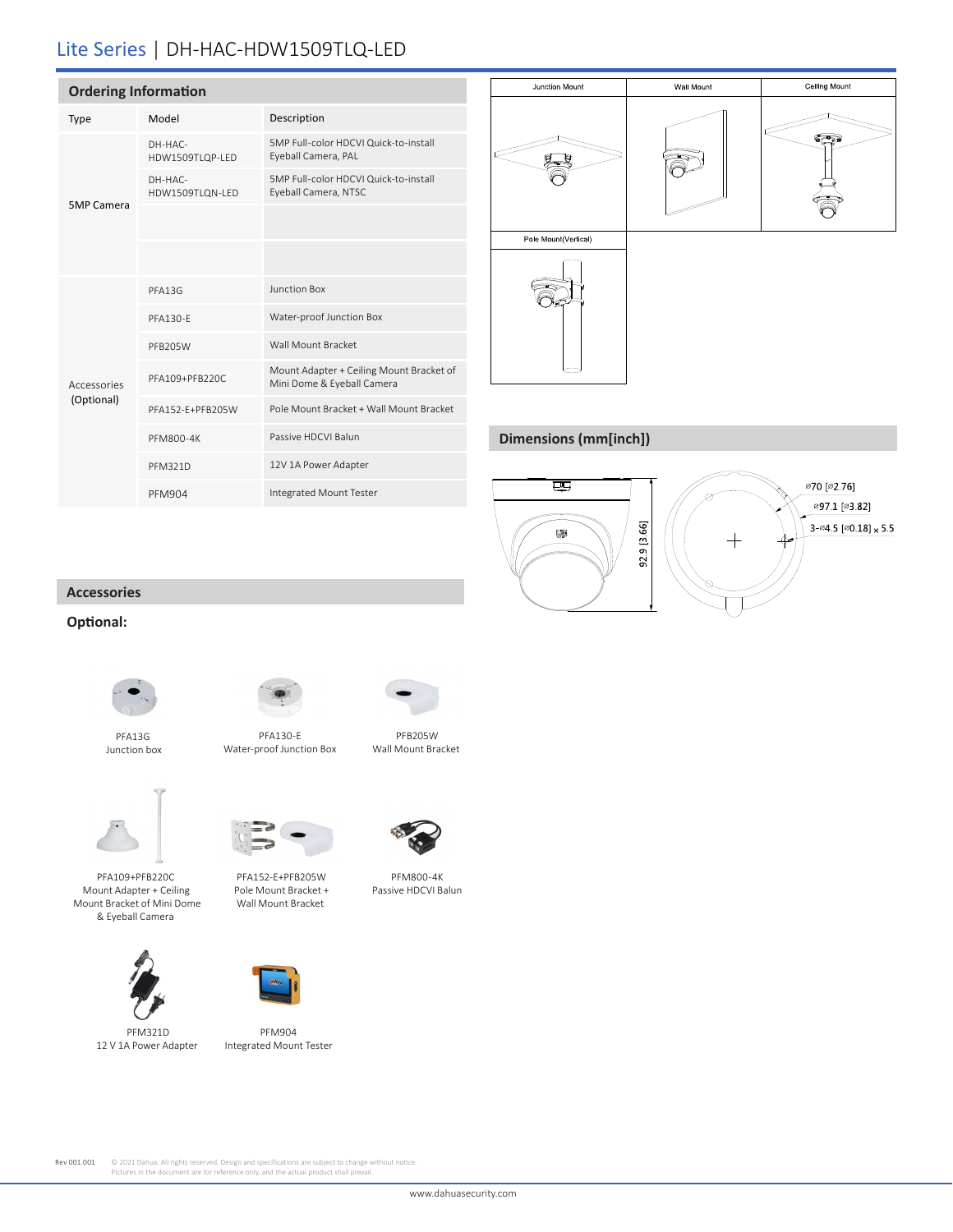# Lite Series | DH-HAC-HDW1509TLQ-LED

## Ordering Information

| Type | Model | Description |
| --- | --- | --- |
| 5MP Camera | DH-HAC-HDW1509TLQP-LED | 5MP Full-color HDCVI Quick-to-install Eyeball Camera, PAL |
| | DH-HAC-HDW1509TLQN-LED | 5MP Full-color HDCVI Quick-to-install Eyeball Camera, NTSC |
| | | |
| | | |
| Accessories (Optional) | PFA13G | Junction Box |
| | PFA130-E | Water-proof Junction Box |
| | PFB205W | Wall Mount Bracket |
| | PFA109+PFB220C | Mount Adapter + Ceiling Mount Bracket of Mini Dome & Eyeball Camera |
| | PFA152-E+PFB205W | Pole Mount Bracket + Wall Mount Bracket |
| | PFM800-4K | Passive HDCVI Balun |
| | PFM321D | 12V 1A Power Adapter |
| | PFM904 | Integrated Mount Tester |

Junction Mount

Wall Mount

Ceiling Mount

Pole Mount(Vertical)

## Dimensions (mm[inch])

92.9 [3.66]

⌀70 [⌀2.76]

⌀97.1 [⌀3.82]

3-⌀4.5 [⌀0.18] x 5.5

## Accessories

### Optional:

PFA13G
Junction box

PFA130-E
Water-proof Junction Box

PFB205W
Wall Mount Bracket

PFA109+PFB220C
Mount Adapter + Ceiling Mount Bracket of Mini Dome & Eyeball Camera

PFA152-E+PFB205W
Pole Mount Bracket + Wall Mount Bracket

PFM800-4K
Passive HDCVI Balun

PFM321D
12 V 1A Power Adapter

PFM904
Integrated Mount Tester

Rev 001.001 © 2021 Dahua. All rights reserved. Design and specifications are subject to change without notice.
Pictures in the document are for reference only, and the actual product shall prevail.

www.dahuasecurity.com